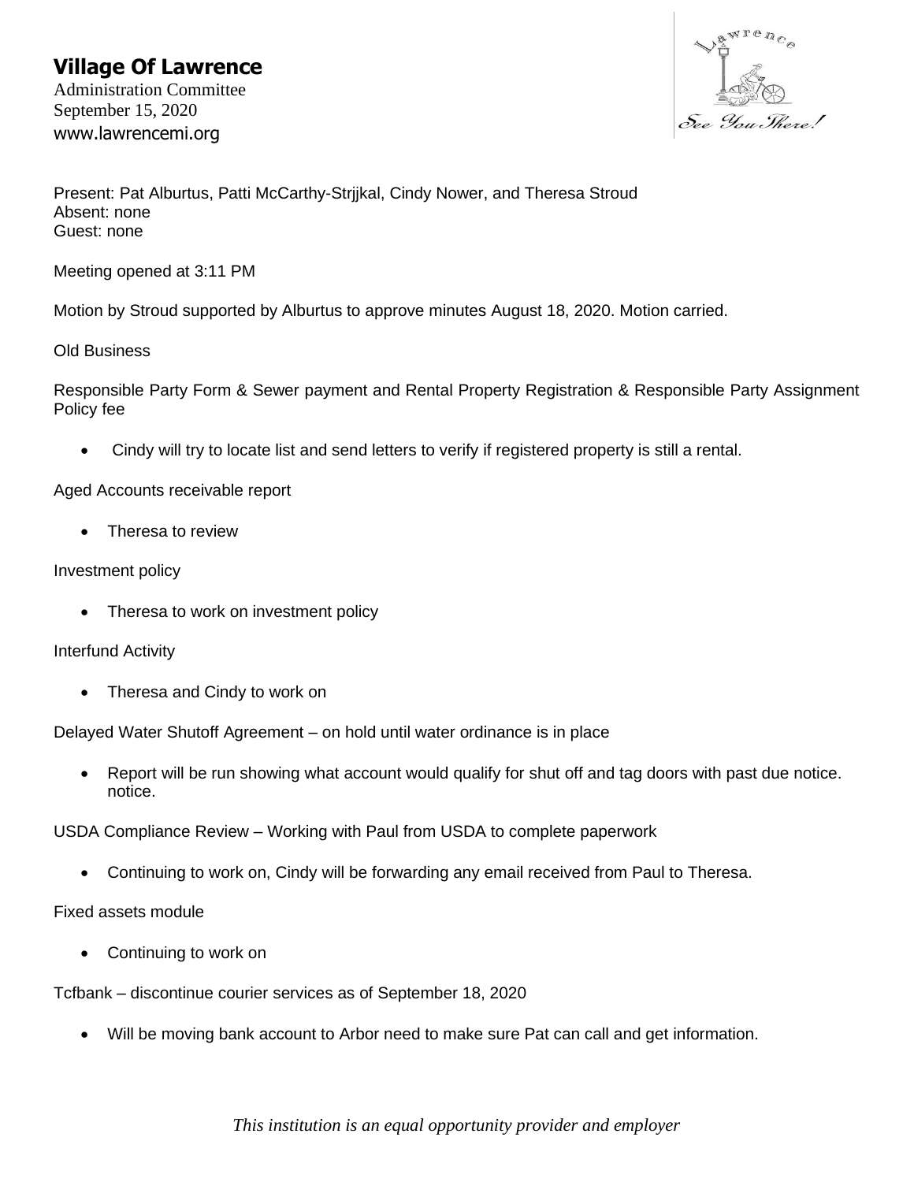# Village Of Lawrence

Administration Committee
September 15, 2020
www.lawrencemi.org

Present: Pat Alburtus, Patti McCarthy-Strjjkal, Cindy Nower, and Theresa Stroud
Absent: none
Guest: none

Meeting opened at 3:11 PM

Motion by Stroud supported by Alburtus to approve minutes August 18, 2020. Motion carried.

Old Business

Responsible Party Form & Sewer payment and Rental Property Registration & Responsible Party Assignment Policy fee

- Cindy will try to locate list and send letters to verify if registered property is still a rental.

Aged Accounts receivable report

- Theresa to review

Investment policy

- Theresa to work on investment policy

Interfund Activity

- Theresa and Cindy to work on

Delayed Water Shutoff Agreement – on hold until water ordinance is in place

- Report will be run showing what account would qualify for shut off and tag doors with past due notice. notice.

USDA Compliance Review – Working with Paul from USDA to complete paperwork

- Continuing to work on, Cindy will be forwarding any email received from Paul to Theresa.

Fixed assets module

- Continuing to work on

Tcfbank – discontinue courier services as of September 18, 2020

- Will be moving bank account to Arbor need to make sure Pat can call and get information.

*This institution is an equal opportunity provider and employer*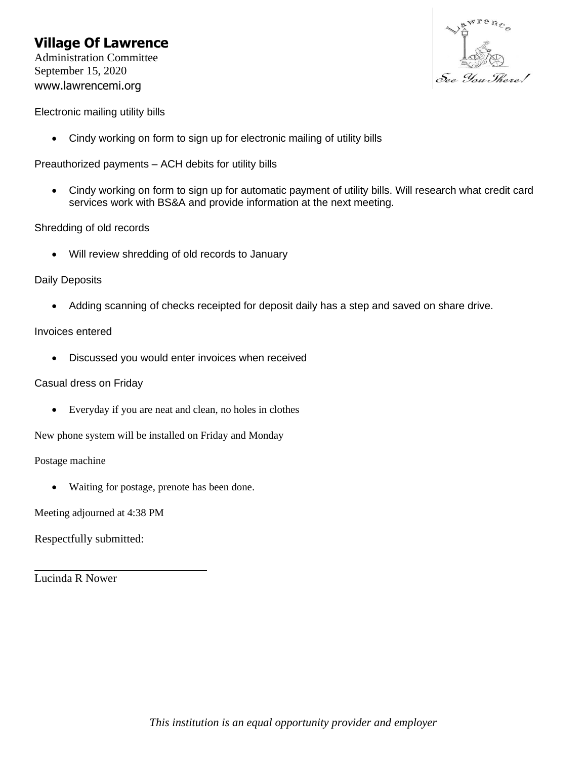**Village Of Lawrence**
Administration Committee
September 15, 2020
www.lawrencemi.org

Electronic mailing utility bills

- Cindy working on form to sign up for electronic mailing of utility bills

Preauthorized payments – ACH debits for utility bills

- Cindy working on form to sign up for automatic payment of utility bills. Will research what credit card services work with BS&A and provide information at the next meeting.

Shredding of old records

- Will review shredding of old records to January

Daily Deposits

- Adding scanning of checks receipted for deposit daily has a step and saved on share drive.

Invoices entered

- Discussed you would enter invoices when received

Casual dress on Friday

- Everyday if you are neat and clean, no holes in clothes

New phone system will be installed on Friday and Monday

Postage machine

- Waiting for postage, prenote has been done.

Meeting adjourned at 4:38 PM

Respectfully submitted:

\_\_\_\_\_\_\_\_\_\_\_\_\_\_\_\_\_\_\_\_\_\_\_\_\_\_\_\_\_\_\_\_
Lucinda R Nower

*This institution is an equal opportunity provider and employer*